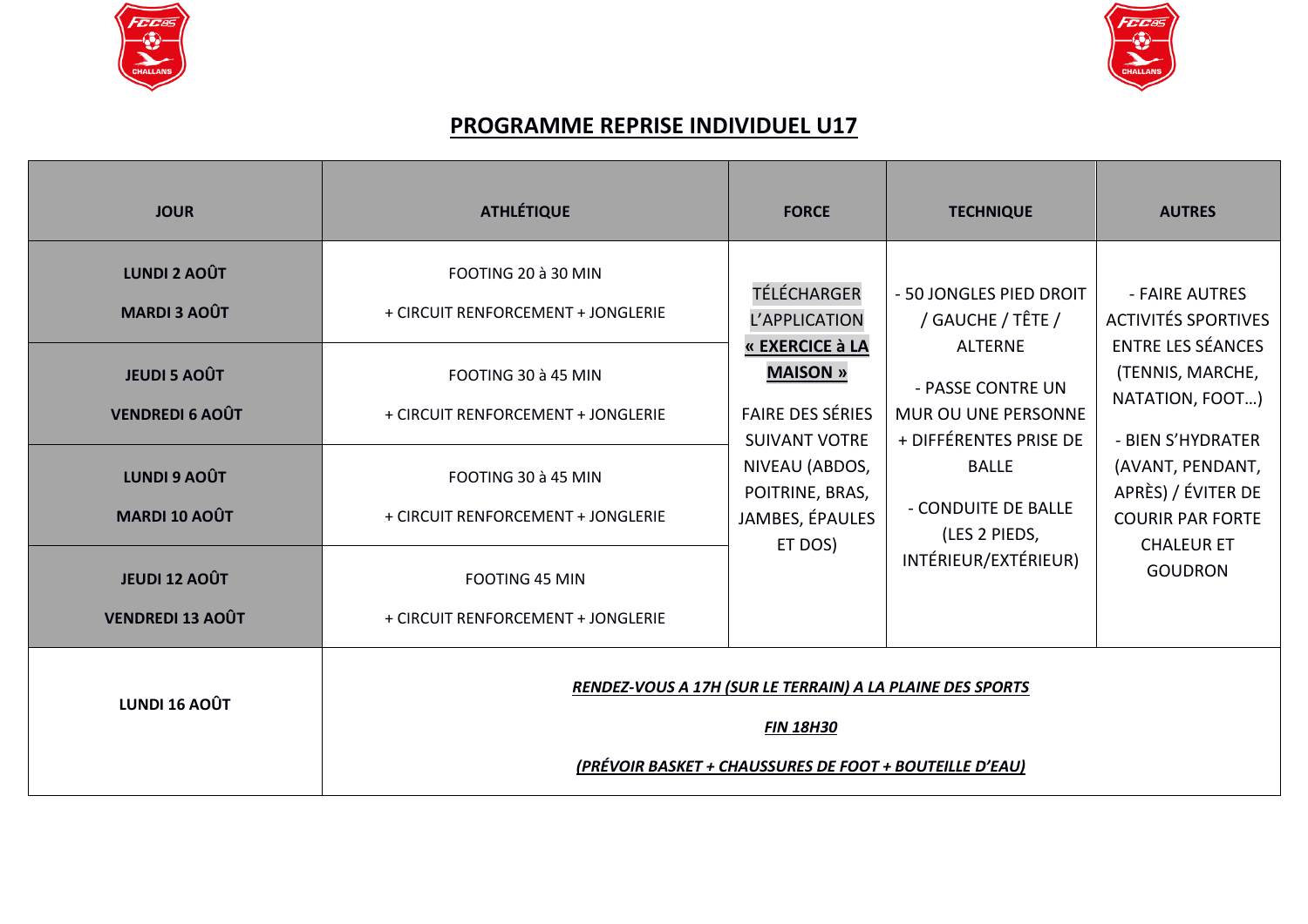# PROGRAMME REPRISE INDIVIDUEL U17

| JOUR | ATHLÉTIQUE | FORCE | TECHNIQUE | AUTRES |
|---|---|---|---|---|
| LUNDI 2 AOÛT<br>MARDI 3 AOÛT | FOOTING 20 à 30 MIN<br>+ CIRCUIT RENFORCEMENT + JONGLERIE | TÉLÉCHARGER L'APPLICATION **« EXERCICE à LA MAISON »**<br>FAIRE DES SÉRIES SUIVANT VOTRE NIVEAU (ABDOS, POITRINE, BRAS, JAMBES, ÉPAULES ET DOS) | - 50 JONGLES PIED DROIT / GAUCHE / TÊTE / ALTERNE<br>- PASSE CONTRE UN MUR OU UNE PERSONNE + DIFFÉRENTES PRISE DE BALLE<br>- CONDUITE DE BALLE (LES 2 PIEDS, INTÉRIEUR/EXTÉRIEUR) | - FAIRE AUTRES ACTIVITÉS SPORTIVES ENTRE LES SÉANCES (TENNIS, MARCHE, NATATION, FOOT…)<br>- BIEN S'HYDRATER (AVANT, PENDANT, APRÈS) / ÉVITER DE COURIR PAR FORTE CHALEUR ET GOUDRON |
| JEUDI 5 AOÛT<br>VENDREDI 6 AOÛT | FOOTING 30 à 45 MIN<br>+ CIRCUIT RENFORCEMENT + JONGLERIE | | | |
| LUNDI 9 AOÛT<br>MARDI 10 AOÛT | FOOTING 30 à 45 MIN<br>+ CIRCUIT RENFORCEMENT + JONGLERIE | | | |
| JEUDI 12 AOÛT<br>VENDREDI 13 AOÛT | FOOTING 45 MIN<br>+ CIRCUIT RENFORCEMENT + JONGLERIE | | | |
| LUNDI 16 AOÛT | ***RENDEZ-VOUS A 17H (SUR LE TERRAIN) A LA PLAINE DES SPORTS***<br>***FIN 18H30***<br>***(PRÉVOIR BASKET + CHAUSSURES DE FOOT + BOUTEILLE D'EAU)*** | | | |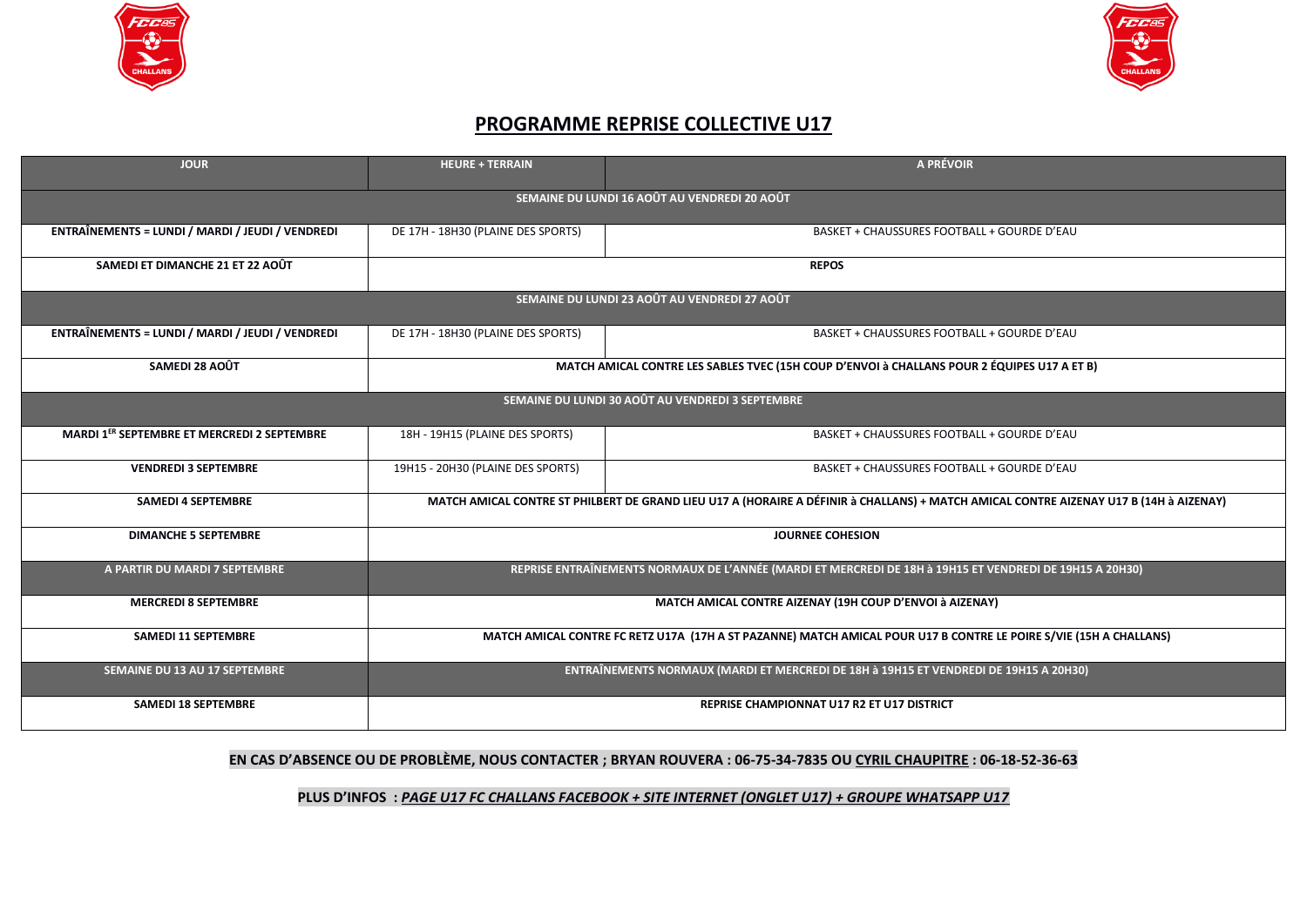# PROGRAMME REPRISE COLLECTIVE U17

| JOUR | HEURE + TERRAIN | A PRÉVOIR |
|---|---|---|
| SEMAINE DU LUNDI 16 AOÛT AU VENDREDI 20 AOÛT | | |
| **ENTRAÎNEMENTS = LUNDI / MARDI / JEUDI / VENDREDI** | DE 17H - 18H30 (PLAINE DES SPORTS) | BASKET + CHAUSSURES FOOTBALL + GOURDE D'EAU |
| **SAMEDI ET DIMANCHE 21 ET 22 AOÛT** | **REPOS** | |
| SEMAINE DU LUNDI 23 AOÛT AU VENDREDI 27 AOÛT | | |
| **ENTRAÎNEMENTS = LUNDI / MARDI / JEUDI / VENDREDI** | DE 17H - 18H30 (PLAINE DES SPORTS) | BASKET + CHAUSSURES FOOTBALL + GOURDE D'EAU |
| **SAMEDI 28 AOÛT** | **MATCH AMICAL CONTRE LES SABLES TVEC (15H COUP D'ENVOI à CHALLANS POUR 2 ÉQUIPES U17 A ET B)** | |
| SEMAINE DU LUNDI 30 AOÛT AU VENDREDI 3 SEPTEMBRE | | |
| **MARDI 1ER SEPTEMBRE ET MERCREDI 2 SEPTEMBRE** | 18H - 19H15 (PLAINE DES SPORTS) | BASKET + CHAUSSURES FOOTBALL + GOURDE D'EAU |
| **VENDREDI 3 SEPTEMBRE** | 19H15 - 20H30 (PLAINE DES SPORTS) | BASKET + CHAUSSURES FOOTBALL + GOURDE D'EAU |
| **SAMEDI 4 SEPTEMBRE** | **MATCH AMICAL CONTRE ST PHILBERT DE GRAND LIEU U17 A (HORAIRE A DÉFINIR à CHALLANS) + MATCH AMICAL CONTRE AIZENAY U17 B (14H à AIZENAY)** | |
| **DIMANCHE 5 SEPTEMBRE** | **JOURNEE COHESION** | |
| A PARTIR DU MARDI 7 SEPTEMBRE | REPRISE ENTRAÎNEMENTS NORMAUX DE L'ANNÉE (MARDI ET MERCREDI DE 18H à 19H15 ET VENDREDI DE 19H15 A 20H30) | |
| **MERCREDI 8 SEPTEMBRE** | **MATCH AMICAL CONTRE AIZENAY (19H COUP D'ENVOI à AIZENAY)** | |
| **SAMEDI 11 SEPTEMBRE** | **MATCH AMICAL CONTRE FC RETZ U17A (17H A ST PAZANNE) MATCH AMICAL POUR U17 B CONTRE LE POIRE S/VIE (15H A CHALLANS)** | |
| SEMAINE DU 13 AU 17 SEPTEMBRE | ENTRAÎNEMENTS NORMAUX (MARDI ET MERCREDI DE 18H à 19H15 ET VENDREDI DE 19H15 A 20H30) | |
| **SAMEDI 18 SEPTEMBRE** | **REPRISE CHAMPIONNAT U17 R2 ET U17 DISTRICT** | |

**EN CAS D'ABSENCE OU DE PROBLÈME, NOUS CONTACTER ; BRYAN ROUVERA : 06-75-34-7835 OU CYRIL CHAUPITRE : 06-18-52-36-63**

**PLUS D'INFOS : *PAGE U17 FC CHALLANS FACEBOOK + SITE INTERNET (ONGLET U17) + GROUPE WHATSAPP U17***